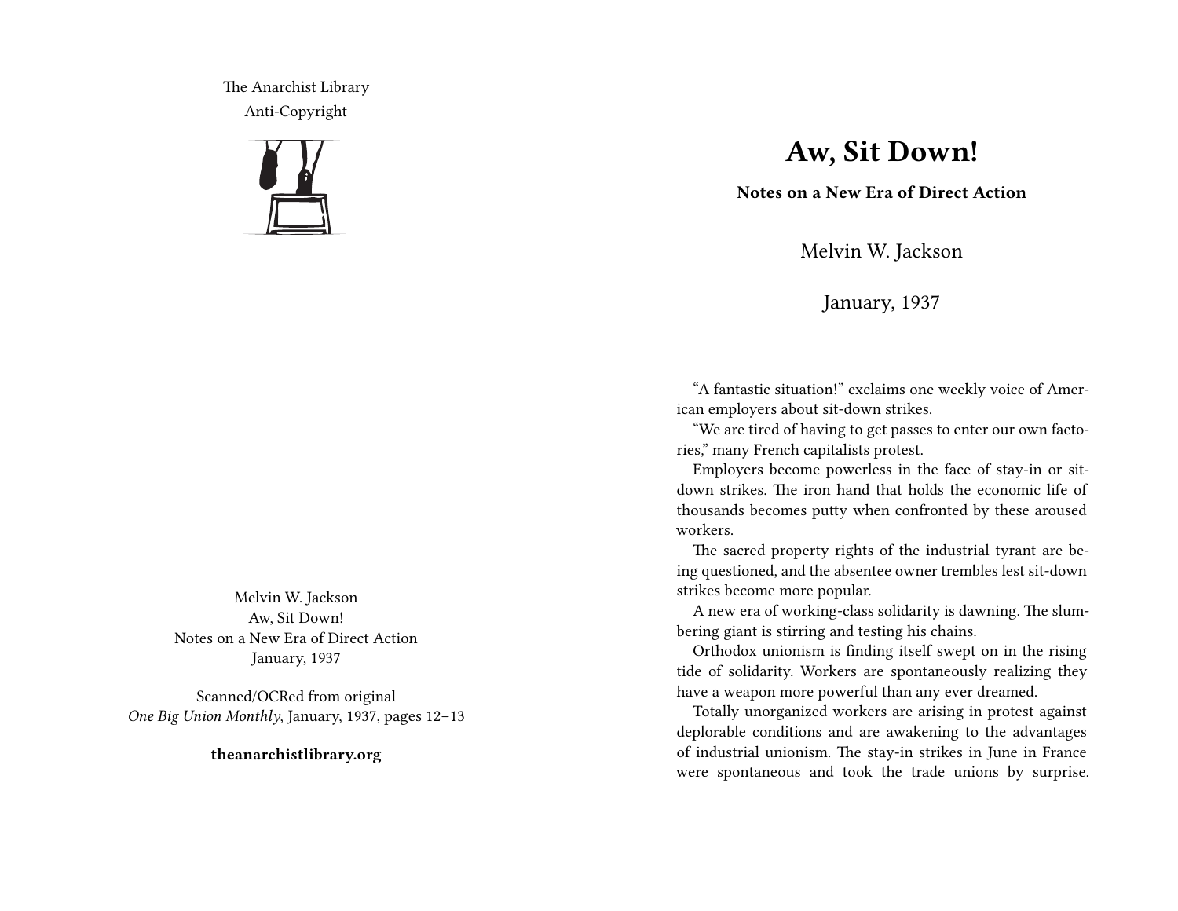The Anarchist Library
Anti-Copyright

Melvin W. Jackson
Aw, Sit Down!
Notes on a New Era of Direct Action
January, 1937

Scanned/OCRed from original
*One Big Union Monthly*, January, 1937, pages 12–13

**theanarchistlibrary.org**

# Aw, Sit Down!

**Notes on a New Era of Direct Action**

Melvin W. Jackson

January, 1937

"A fantastic situation!" exclaims one weekly voice of American employers about sit-down strikes.

"We are tired of having to get passes to enter our own factories," many French capitalists protest.

Employers become powerless in the face of stay-in or sit-down strikes. The iron hand that holds the economic life of thousands becomes putty when confronted by these aroused workers.

The sacred property rights of the industrial tyrant are being questioned, and the absentee owner trembles lest sit-down strikes become more popular.

A new era of working-class solidarity is dawning. The slumbering giant is stirring and testing his chains.

Orthodox unionism is finding itself swept on in the rising tide of solidarity. Workers are spontaneously realizing they have a weapon more powerful than any ever dreamed.

Totally unorganized workers are arising in protest against deplorable conditions and are awakening to the advantages of industrial unionism. The stay-in strikes in June in France were spontaneous and took the trade unions by surprise.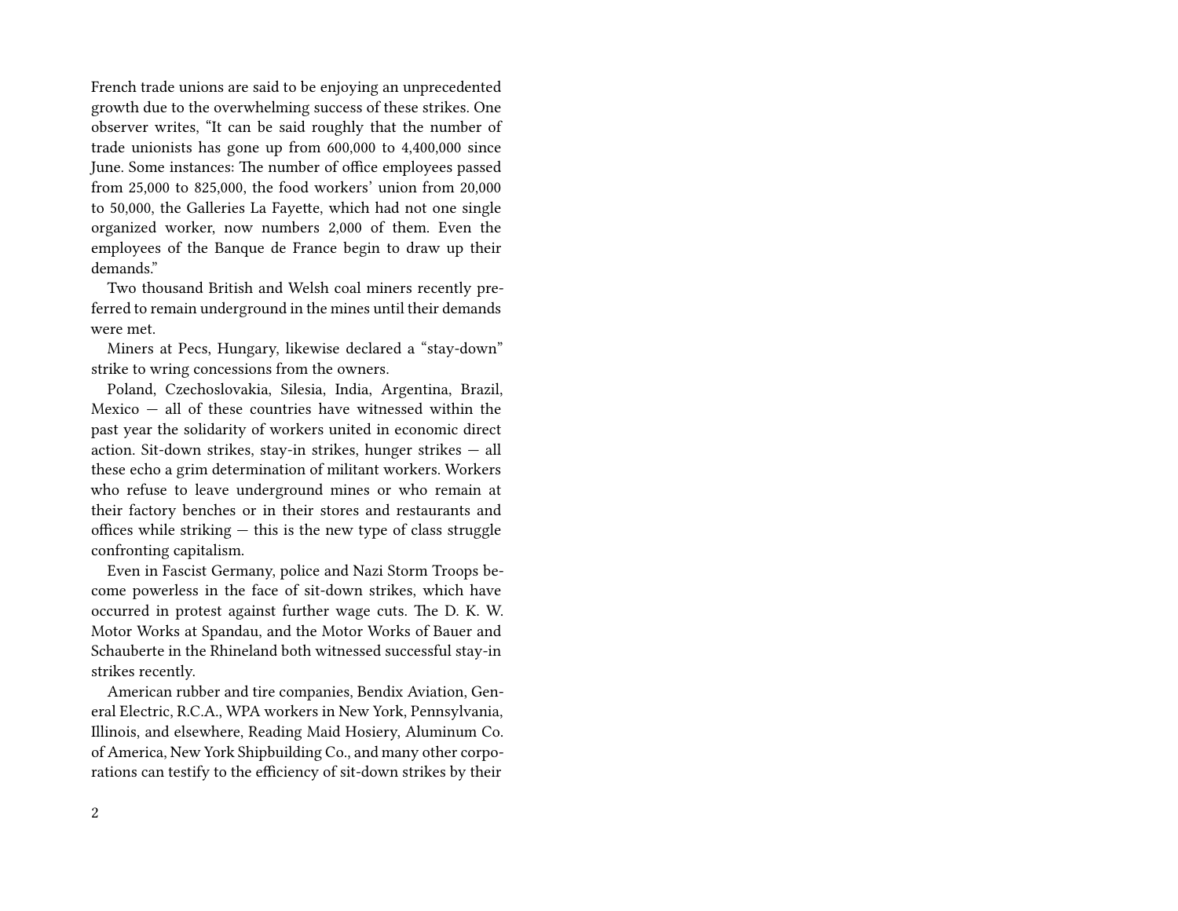French trade unions are said to be enjoying an unprecedented growth due to the overwhelming success of these strikes. One observer writes, "It can be said roughly that the number of trade unionists has gone up from 600,000 to 4,400,000 since June. Some instances: The number of office employees passed from 25,000 to 825,000, the food workers' union from 20,000 to 50,000, the Galleries La Fayette, which had not one single organized worker, now numbers 2,000 of them. Even the employees of the Banque de France begin to draw up their demands."

Two thousand British and Welsh coal miners recently preferred to remain underground in the mines until their demands were met.

Miners at Pecs, Hungary, likewise declared a "stay-down" strike to wring concessions from the owners.

Poland, Czechoslovakia, Silesia, India, Argentina, Brazil, Mexico — all of these countries have witnessed within the past year the solidarity of workers united in economic direct action. Sit-down strikes, stay-in strikes, hunger strikes — all these echo a grim determination of militant workers. Workers who refuse to leave underground mines or who remain at their factory benches or in their stores and restaurants and offices while striking — this is the new type of class struggle confronting capitalism.

Even in Fascist Germany, police and Nazi Storm Troops become powerless in the face of sit-down strikes, which have occurred in protest against further wage cuts. The D. K. W. Motor Works at Spandau, and the Motor Works of Bauer and Schauberte in the Rhineland both witnessed successful stay-in strikes recently.

American rubber and tire companies, Bendix Aviation, General Electric, R.C.A., WPA workers in New York, Pennsylvania, Illinois, and elsewhere, Reading Maid Hosiery, Aluminum Co. of America, New York Shipbuilding Co., and many other corporations can testify to the efficiency of sit-down strikes by their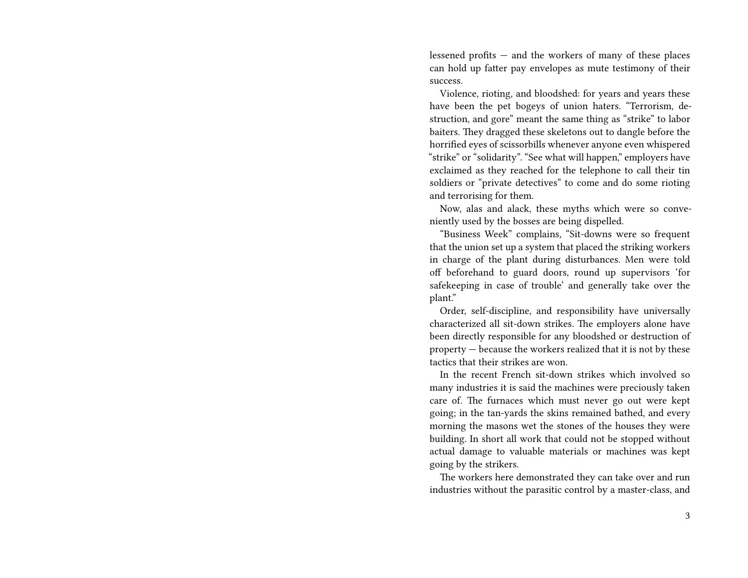lessened profits — and the workers of many of these places can hold up fatter pay envelopes as mute testimony of their success.

Violence, rioting, and bloodshed: for years and years these have been the pet bogeys of union haters. "Terrorism, destruction, and gore" meant the same thing as "strike" to labor baiters. They dragged these skeletons out to dangle before the horrified eyes of scissorbills whenever anyone even whispered "strike" or "solidarity". "See what will happen," employers have exclaimed as they reached for the telephone to call their tin soldiers or "private detectives" to come and do some rioting and terrorising for them.

Now, alas and alack, these myths which were so conveniently used by the bosses are being dispelled.

"Business Week" complains, "Sit-downs were so frequent that the union set up a system that placed the striking workers in charge of the plant during disturbances. Men were told off beforehand to guard doors, round up supervisors 'for safekeeping in case of trouble' and generally take over the plant."

Order, self-discipline, and responsibility have universally characterized all sit-down strikes. The employers alone have been directly responsible for any bloodshed or destruction of property — because the workers realized that it is not by these tactics that their strikes are won.

In the recent French sit-down strikes which involved so many industries it is said the machines were preciously taken care of. The furnaces which must never go out were kept going; in the tan-yards the skins remained bathed, and every morning the masons wet the stones of the houses they were building. In short all work that could not be stopped without actual damage to valuable materials or machines was kept going by the strikers.

The workers here demonstrated they can take over and run industries without the parasitic control by a master-class, and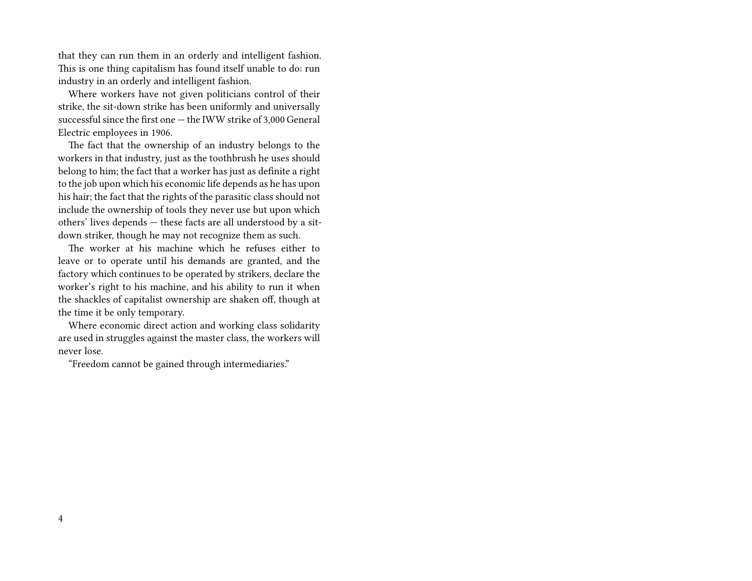that they can run them in an orderly and intelligent fashion. This is one thing capitalism has found itself unable to do: run industry in an orderly and intelligent fashion.

Where workers have not given politicians control of their strike, the sit-down strike has been uniformly and universally successful since the first one — the IWW strike of 3,000 General Electric employees in 1906.

The fact that the ownership of an industry belongs to the workers in that industry, just as the toothbrush he uses should belong to him; the fact that a worker has just as definite a right to the job upon which his economic life depends as he has upon his hair; the fact that the rights of the parasitic class should not include the ownership of tools they never use but upon which others' lives depends — these facts are all understood by a sit-down striker, though he may not recognize them as such.

The worker at his machine which he refuses either to leave or to operate until his demands are granted, and the factory which continues to be operated by strikers, declare the worker's right to his machine, and his ability to run it when the shackles of capitalist ownership are shaken off, though at the time it be only temporary.

Where economic direct action and working class solidarity are used in struggles against the master class, the workers will never lose.

"Freedom cannot be gained through intermediaries."